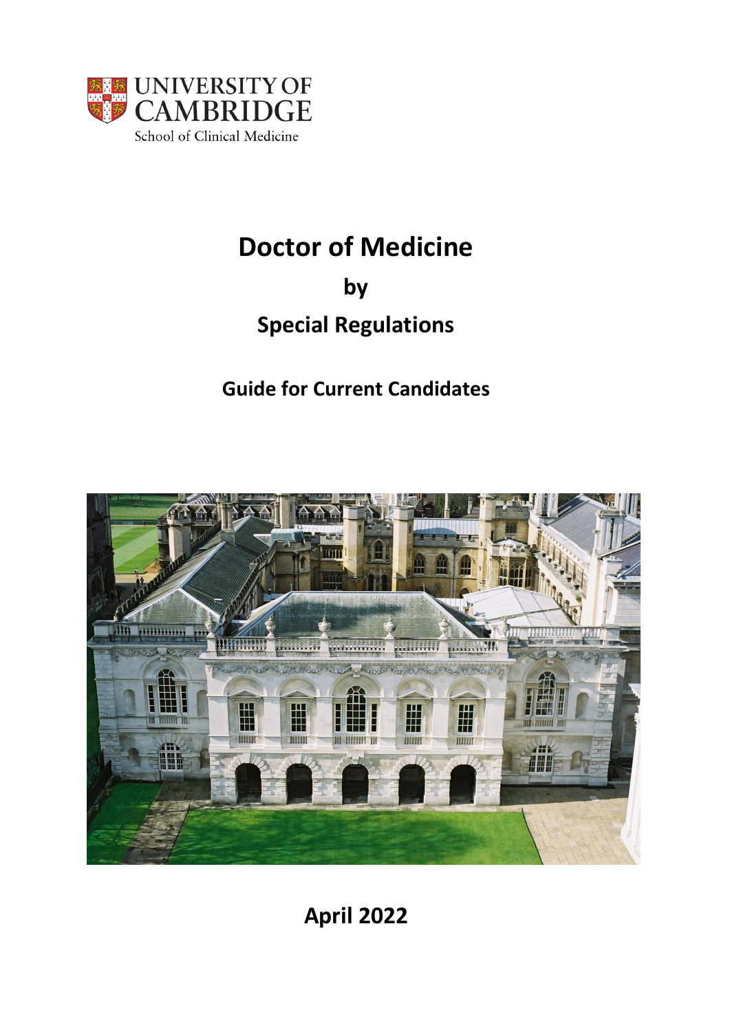UNIVERSITY OF CAMBRIDGE

School of Clinical Medicine

# Doctor of Medicine

## by

## Special Regulations

### Guide for Current Candidates

**April 2022**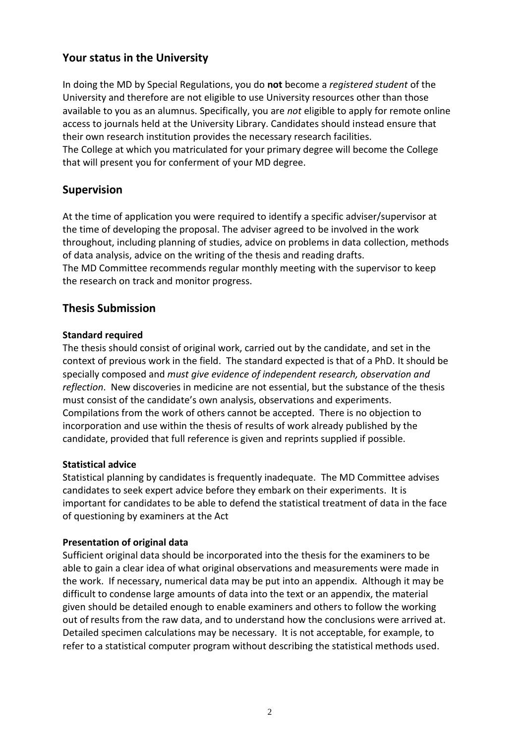## Your status in the University

In doing the MD by Special Regulations, you do **not** become a *registered student* of the University and therefore are not eligible to use University resources other than those available to you as an alumnus. Specifically, you are *not* eligible to apply for remote online access to journals held at the University Library. Candidates should instead ensure that their own research institution provides the necessary research facilities.
The College at which you matriculated for your primary degree will become the College that will present you for conferment of your MD degree.

## Supervision

At the time of application you were required to identify a specific adviser/supervisor at the time of developing the proposal. The adviser agreed to be involved in the work throughout, including planning of studies, advice on problems in data collection, methods of data analysis, advice on the writing of the thesis and reading drafts.
The MD Committee recommends regular monthly meeting with the supervisor to keep the research on track and monitor progress.

## Thesis Submission

### Standard required

The thesis should consist of original work, carried out by the candidate, and set in the context of previous work in the field. The standard expected is that of a PhD. It should be specially composed and *must give evidence of independent research, observation and reflection*. New discoveries in medicine are not essential, but the substance of the thesis must consist of the candidate's own analysis, observations and experiments. Compilations from the work of others cannot be accepted. There is no objection to incorporation and use within the thesis of results of work already published by the candidate, provided that full reference is given and reprints supplied if possible.

### Statistical advice

Statistical planning by candidates is frequently inadequate. The MD Committee advises candidates to seek expert advice before they embark on their experiments. It is important for candidates to be able to defend the statistical treatment of data in the face of questioning by examiners at the Act

### Presentation of original data

Sufficient original data should be incorporated into the thesis for the examiners to be able to gain a clear idea of what original observations and measurements were made in the work. If necessary, numerical data may be put into an appendix. Although it may be difficult to condense large amounts of data into the text or an appendix, the material given should be detailed enough to enable examiners and others to follow the working out of results from the raw data, and to understand how the conclusions were arrived at. Detailed specimen calculations may be necessary. It is not acceptable, for example, to refer to a statistical computer program without describing the statistical methods used.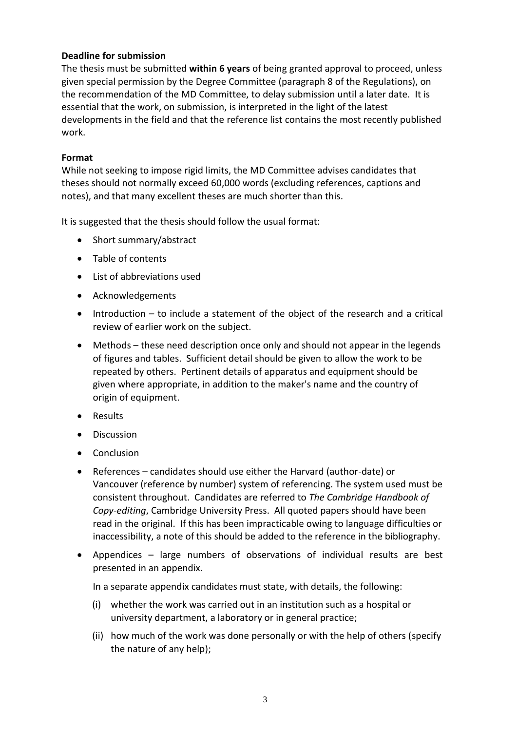**Deadline for submission**

The thesis must be submitted **within 6 years** of being granted approval to proceed, unless given special permission by the Degree Committee (paragraph 8 of the Regulations), on the recommendation of the MD Committee, to delay submission until a later date. It is essential that the work, on submission, is interpreted in the light of the latest developments in the field and that the reference list contains the most recently published work.

**Format**

While not seeking to impose rigid limits, the MD Committee advises candidates that theses should not normally exceed 60,000 words (excluding references, captions and notes), and that many excellent theses are much shorter than this.

It is suggested that the thesis should follow the usual format:

- Short summary/abstract
- Table of contents
- List of abbreviations used
- Acknowledgements
- Introduction – to include a statement of the object of the research and a critical review of earlier work on the subject.
- Methods – these need description once only and should not appear in the legends of figures and tables. Sufficient detail should be given to allow the work to be repeated by others. Pertinent details of apparatus and equipment should be given where appropriate, in addition to the maker's name and the country of origin of equipment.
- Results
- Discussion
- Conclusion
- References – candidates should use either the Harvard (author-date) or Vancouver (reference by number) system of referencing. The system used must be consistent throughout. Candidates are referred to *The Cambridge Handbook of Copy-editing*, Cambridge University Press. All quoted papers should have been read in the original. If this has been impracticable owing to language difficulties or inaccessibility, a note of this should be added to the reference in the bibliography.
- Appendices – large numbers of observations of individual results are best presented in an appendix.

  In a separate appendix candidates must state, with details, the following:

  (i) whether the work was carried out in an institution such as a hospital or university department, a laboratory or in general practice;

  (ii) how much of the work was done personally or with the help of others (specify the nature of any help);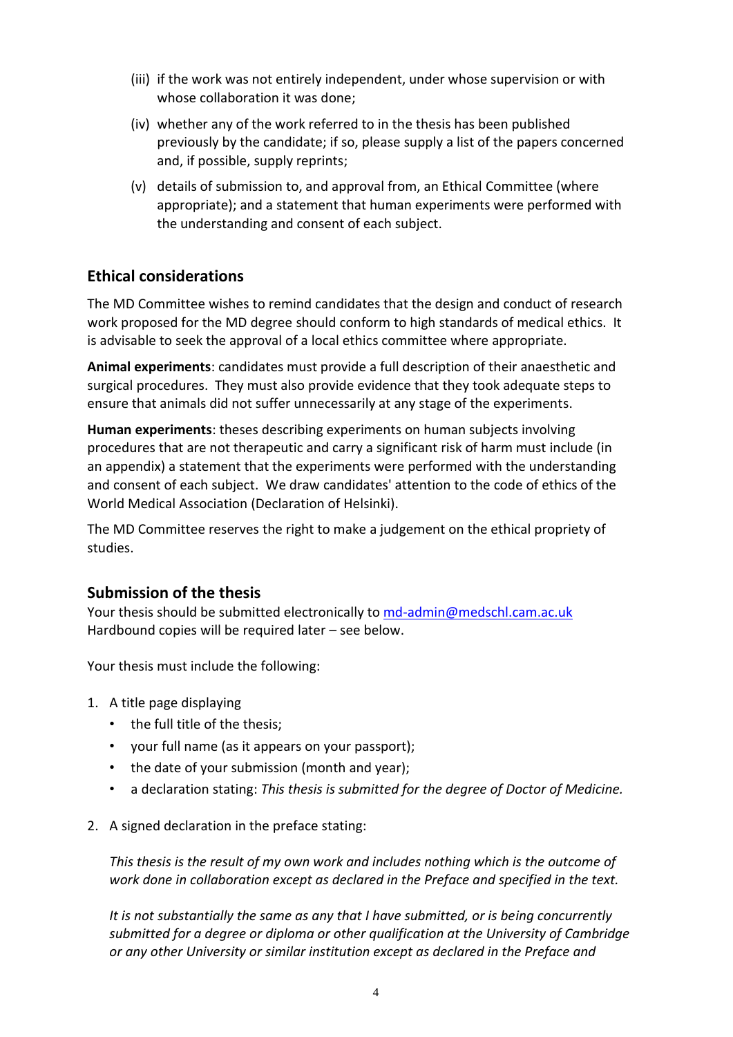(iii) if the work was not entirely independent, under whose supervision or with whose collaboration it was done;

(iv) whether any of the work referred to in the thesis has been published previously by the candidate; if so, please supply a list of the papers concerned and, if possible, supply reprints;

(v) details of submission to, and approval from, an Ethical Committee (where appropriate); and a statement that human experiments were performed with the understanding and consent of each subject.

## Ethical considerations

The MD Committee wishes to remind candidates that the design and conduct of research work proposed for the MD degree should conform to high standards of medical ethics. It is advisable to seek the approval of a local ethics committee where appropriate.

**Animal experiments**: candidates must provide a full description of their anaesthetic and surgical procedures. They must also provide evidence that they took adequate steps to ensure that animals did not suffer unnecessarily at any stage of the experiments.

**Human experiments**: theses describing experiments on human subjects involving procedures that are not therapeutic and carry a significant risk of harm must include (in an appendix) a statement that the experiments were performed with the understanding and consent of each subject. We draw candidates' attention to the code of ethics of the World Medical Association (Declaration of Helsinki).

The MD Committee reserves the right to make a judgement on the ethical propriety of studies.

## Submission of the thesis

Your thesis should be submitted electronically to md-admin@medschl.cam.ac.uk
Hardbound copies will be required later – see below.

Your thesis must include the following:

1. A title page displaying
   - the full title of the thesis;
   - your full name (as it appears on your passport);
   - the date of your submission (month and year);
   - a declaration stating: *This thesis is submitted for the degree of Doctor of Medicine.*

2. A signed declaration in the preface stating:

   *This thesis is the result of my own work and includes nothing which is the outcome of work done in collaboration except as declared in the Preface and specified in the text.*

   *It is not substantially the same as any that I have submitted, or is being concurrently submitted for a degree or diploma or other qualification at the University of Cambridge or any other University or similar institution except as declared in the Preface and*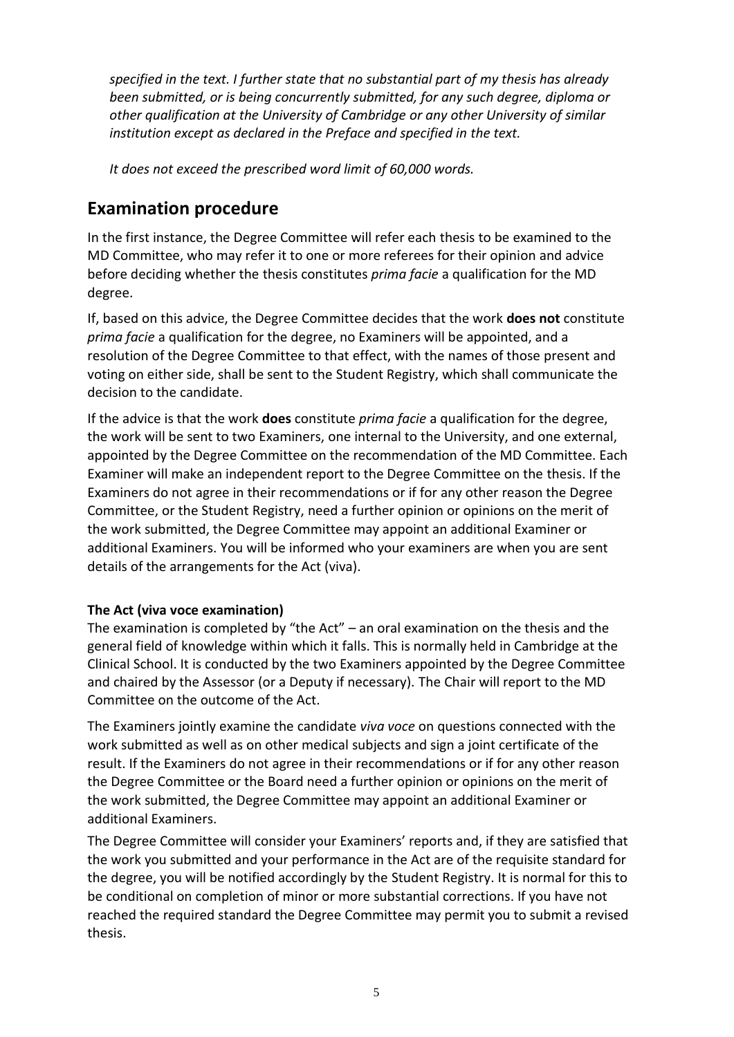*specified in the text. I further state that no substantial part of my thesis has already been submitted, or is being concurrently submitted, for any such degree, diploma or other qualification at the University of Cambridge or any other University of similar institution except as declared in the Preface and specified in the text.*

*It does not exceed the prescribed word limit of 60,000 words.*

## Examination procedure

In the first instance, the Degree Committee will refer each thesis to be examined to the MD Committee, who may refer it to one or more referees for their opinion and advice before deciding whether the thesis constitutes *prima facie* a qualification for the MD degree.

If, based on this advice, the Degree Committee decides that the work **does not** constitute *prima facie* a qualification for the degree, no Examiners will be appointed, and a resolution of the Degree Committee to that effect, with the names of those present and voting on either side, shall be sent to the Student Registry, which shall communicate the decision to the candidate.

If the advice is that the work **does** constitute *prima facie* a qualification for the degree, the work will be sent to two Examiners, one internal to the University, and one external, appointed by the Degree Committee on the recommendation of the MD Committee. Each Examiner will make an independent report to the Degree Committee on the thesis. If the Examiners do not agree in their recommendations or if for any other reason the Degree Committee, or the Student Registry, need a further opinion or opinions on the merit of the work submitted, the Degree Committee may appoint an additional Examiner or additional Examiners. You will be informed who your examiners are when you are sent details of the arrangements for the Act (viva).

**The Act (viva voce examination)**

The examination is completed by "the Act" – an oral examination on the thesis and the general field of knowledge within which it falls. This is normally held in Cambridge at the Clinical School. It is conducted by the two Examiners appointed by the Degree Committee and chaired by the Assessor (or a Deputy if necessary). The Chair will report to the MD Committee on the outcome of the Act.

The Examiners jointly examine the candidate *viva voce* on questions connected with the work submitted as well as on other medical subjects and sign a joint certificate of the result. If the Examiners do not agree in their recommendations or if for any other reason the Degree Committee or the Board need a further opinion or opinions on the merit of the work submitted, the Degree Committee may appoint an additional Examiner or additional Examiners.

The Degree Committee will consider your Examiners' reports and, if they are satisfied that the work you submitted and your performance in the Act are of the requisite standard for the degree, you will be notified accordingly by the Student Registry. It is normal for this to be conditional on completion of minor or more substantial corrections. If you have not reached the required standard the Degree Committee may permit you to submit a revised thesis.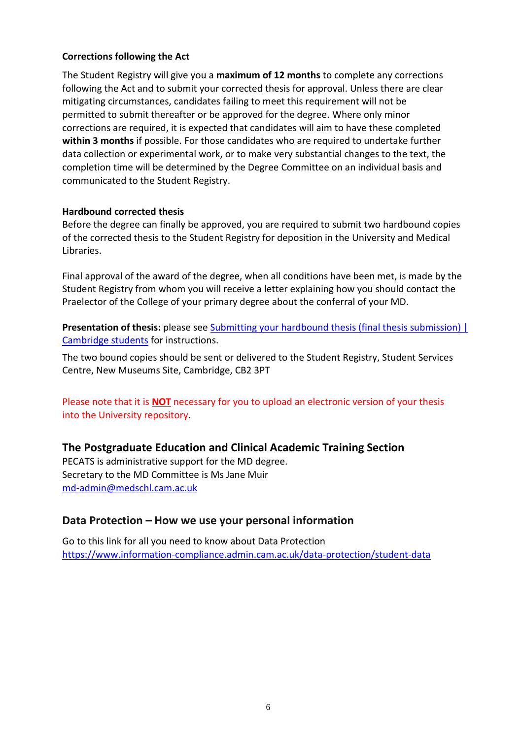**Corrections following the Act**

The Student Registry will give you a **maximum of 12 months** to complete any corrections following the Act and to submit your corrected thesis for approval. Unless there are clear mitigating circumstances, candidates failing to meet this requirement will not be permitted to submit thereafter or be approved for the degree. Where only minor corrections are required, it is expected that candidates will aim to have these completed **within 3 months** if possible. For those candidates who are required to undertake further data collection or experimental work, or to make very substantial changes to the text, the completion time will be determined by the Degree Committee on an individual basis and communicated to the Student Registry.

**Hardbound corrected thesis**

Before the degree can finally be approved, you are required to submit two hardbound copies of the corrected thesis to the Student Registry for deposition in the University and Medical Libraries.

Final approval of the award of the degree, when all conditions have been met, is made by the Student Registry from whom you will receive a letter explaining how you should contact the Praelector of the College of your primary degree about the conferral of your MD.

**Presentation of thesis:** please see Submitting your hardbound thesis (final thesis submission) | Cambridge students for instructions.

The two bound copies should be sent or delivered to the Student Registry, Student Services Centre, New Museums Site, Cambridge, CB2 3PT

Please note that it is **NOT** necessary for you to upload an electronic version of your thesis into the University repository.

## The Postgraduate Education and Clinical Academic Training Section

PECATS is administrative support for the MD degree.
Secretary to the MD Committee is Ms Jane Muir
md-admin@medschl.cam.ac.uk

## Data Protection – How we use your personal information

Go to this link for all you need to know about Data Protection
https://www.information-compliance.admin.cam.ac.uk/data-protection/student-data